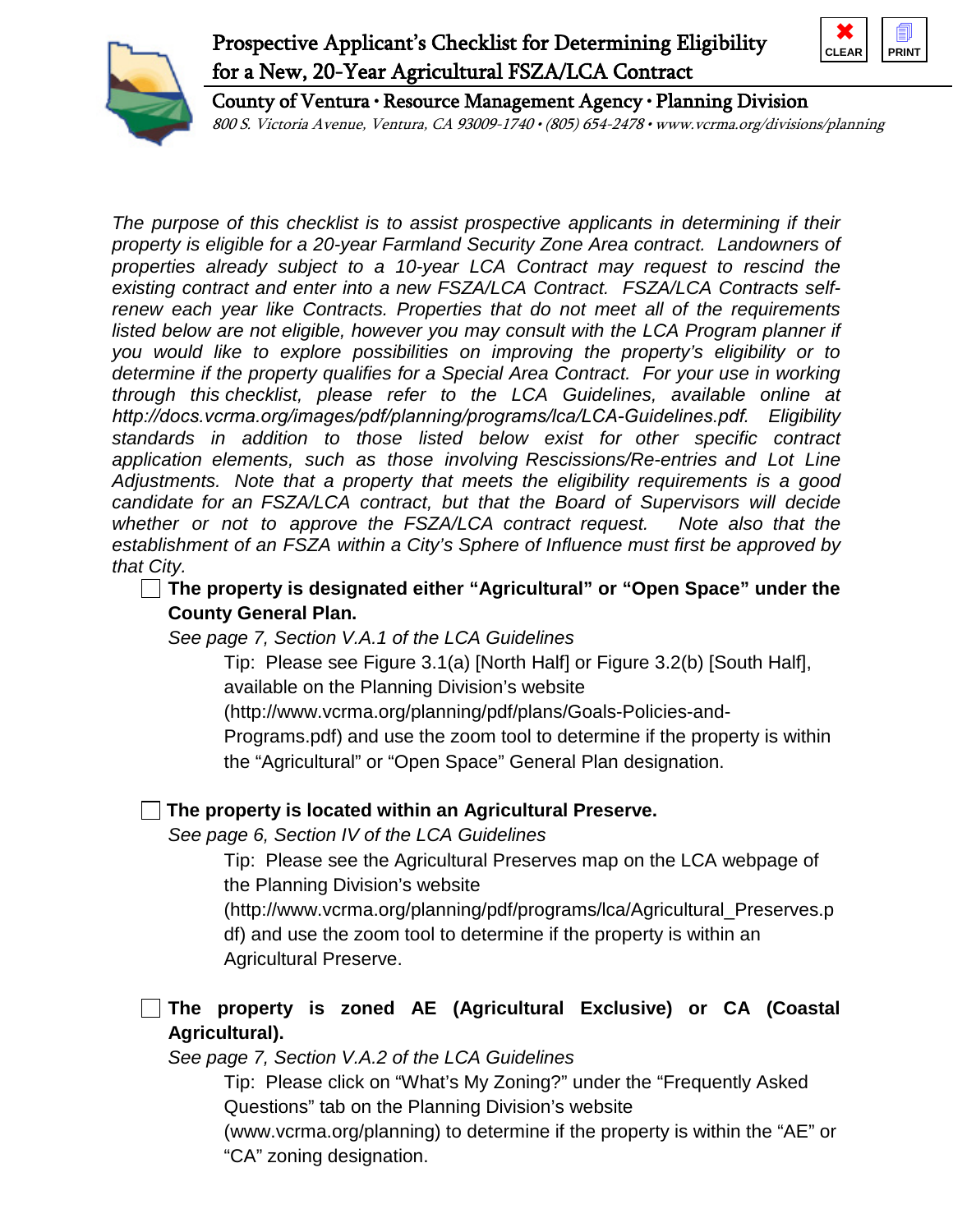# Prospective Applicant's Checklist for Determining Eligibility for a New, 20-Year Agricultural FSZA/LCA Contract

**County of Ventura • Resource Management Agency • Planning Division**

*800 S. Victoria Avenue, Ventura, CA 93009-1740 • (805) 654-2478 • www.vcrma.org/divisions/planning*

CLEAR | PRINT

*The purpose of this checklist is to assist prospective applicants in determining if their property is eligible for a 20-year Farmland Security Zone Area contract. Landowners of properties already subject to a 10-year LCA Contract may request to rescind the existing contract and enter into a new FSZA/LCA Contract. FSZA/LCA Contracts self-renew each year like Contracts. Properties that do not meet all of the requirements listed below are not eligible, however you may consult with the LCA Program planner if you would like to explore possibilities on improving the property's eligibility or to determine if the property qualifies for a Special Area Contract. For your use in working through this checklist, please refer to the LCA Guidelines, available online at http://docs.vcrma.org/images/pdf/planning/programs/lca/LCA-Guidelines.pdf. Eligibility standards in addition to those listed below exist for other specific contract application elements, such as those involving Rescissions/Re-entries and Lot Line Adjustments. Note that a property that meets the eligibility requirements is a good candidate for an FSZA/LCA contract, but that the Board of Supervisors will decide whether or not to approve the FSZA/LCA contract request. Note also that the establishment of an FSZA within a City's Sphere of Influence must first be approved by that City.*

- [ ] **The property is designated either "Agricultural" or "Open Space" under the County General Plan.**

  *See page 7, Section V.A.1 of the LCA Guidelines*

  Tip: Please see Figure 3.1(a) [North Half] or Figure 3.2(b) [South Half], available on the Planning Division's website (http://www.vcrma.org/planning/pdf/plans/Goals-Policies-and-Programs.pdf) and use the zoom tool to determine if the property is within the "Agricultural" or "Open Space" General Plan designation.

- [ ] **The property is located within an Agricultural Preserve.**

  *See page 6, Section IV of the LCA Guidelines*

  Tip: Please see the Agricultural Preserves map on the LCA webpage of the Planning Division's website (http://www.vcrma.org/planning/pdf/programs/lca/Agricultural_Preserves.pdf) and use the zoom tool to determine if the property is within an Agricultural Preserve.

- [ ] **The property is zoned AE (Agricultural Exclusive) or CA (Coastal Agricultural).**

  *See page 7, Section V.A.2 of the LCA Guidelines*

  Tip: Please click on "What's My Zoning?" under the "Frequently Asked Questions" tab on the Planning Division's website (www.vcrma.org/planning) to determine if the property is within the "AE" or "CA" zoning designation.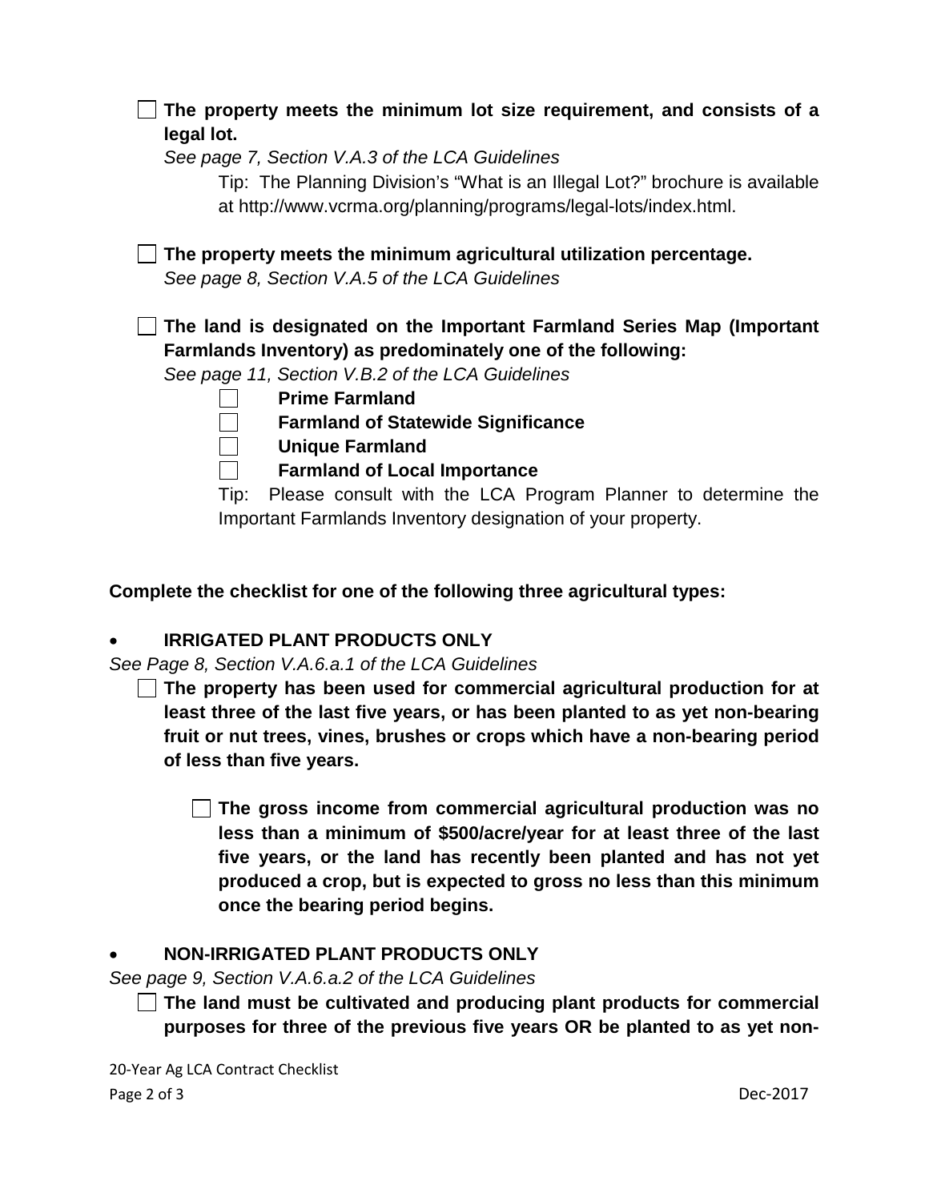- [ ] **The property meets the minimum lot size requirement, and consists of a legal lot.**

  *See page 7, Section V.A.3 of the LCA Guidelines*

  Tip: The Planning Division's "What is an Illegal Lot?" brochure is available at http://www.vcrma.org/planning/programs/legal-lots/index.html.

- [ ] **The property meets the minimum agricultural utilization percentage.**

  *See page 8, Section V.A.5 of the LCA Guidelines*

- [ ] **The land is designated on the Important Farmland Series Map (Important Farmlands Inventory) as predominately one of the following:**

  *See page 11, Section V.B.2 of the LCA Guidelines*

  - [ ] **Prime Farmland**
  - [ ] **Farmland of Statewide Significance**
  - [ ] **Unique Farmland**
  - [ ] **Farmland of Local Importance**

  Tip: Please consult with the LCA Program Planner to determine the Important Farmlands Inventory designation of your property.

**Complete the checklist for one of the following three agricultural types:**

- **IRRIGATED PLANT PRODUCTS ONLY**

*See Page 8, Section V.A.6.a.1 of the LCA Guidelines*

- [ ] **The property has been used for commercial agricultural production for at least three of the last five years, or has been planted to as yet non-bearing fruit or nut trees, vines, brushes or crops which have a non-bearing period of less than five years.**

  - [ ] **The gross income from commercial agricultural production was no less than a minimum of $500/acre/year for at least three of the last five years, or the land has recently been planted and has not yet produced a crop, but is expected to gross no less than this minimum once the bearing period begins.**

- **NON-IRRIGATED PLANT PRODUCTS ONLY**

*See page 9, Section V.A.6.a.2 of the LCA Guidelines*

- [ ] **The land must be cultivated and producing plant products for commercial purposes for three of the previous five years OR be planted to as yet non-**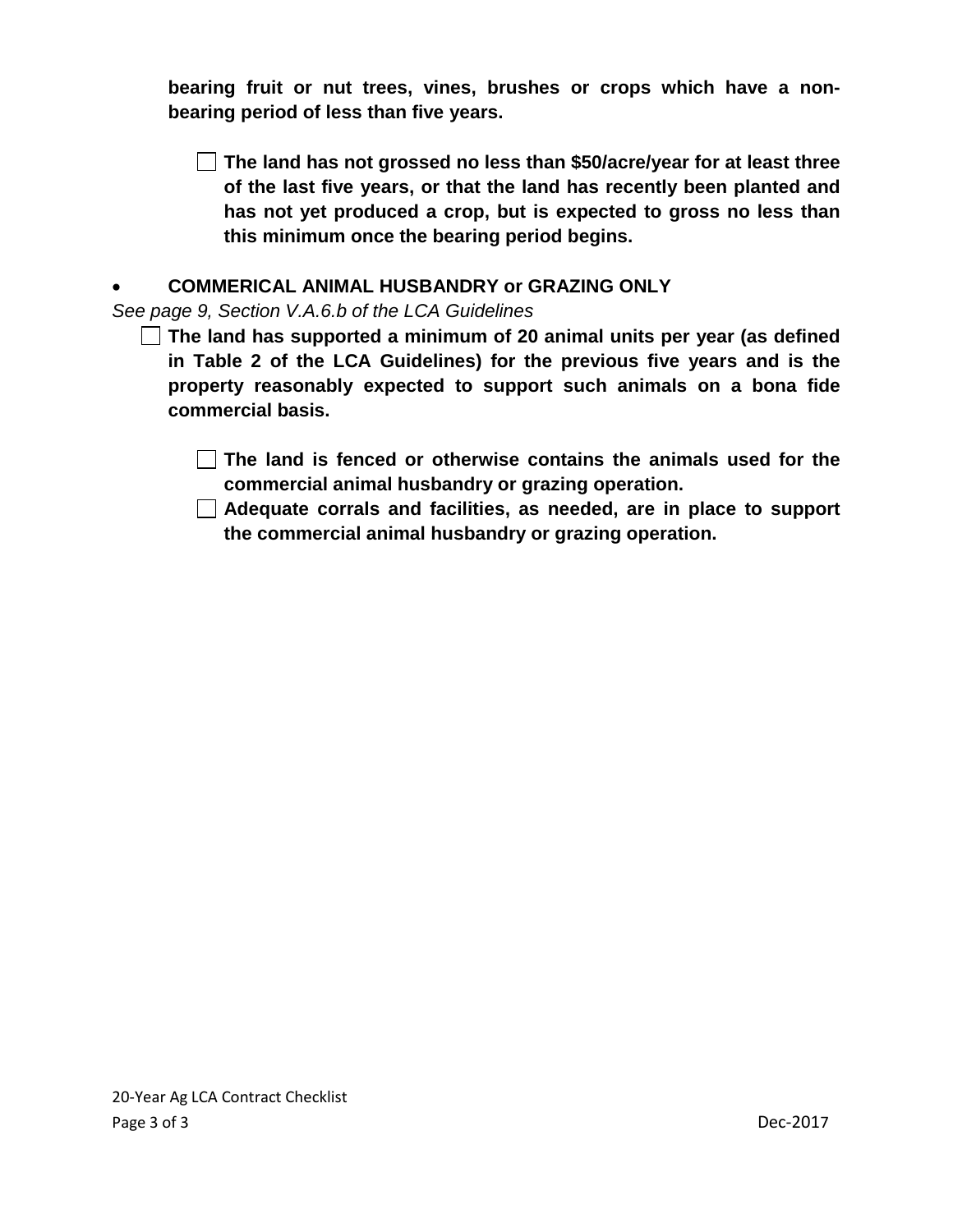**bearing fruit or nut trees, vines, brushes or crops which have a non-bearing period of less than five years.**

- [ ] **The land has not grossed no less than $50/acre/year for at least three of the last five years, or that the land has recently been planted and has not yet produced a crop, but is expected to gross no less than this minimum once the bearing period begins.**

- **COMMERICAL ANIMAL HUSBANDRY or GRAZING ONLY**

*See page 9, Section V.A.6.b of the LCA Guidelines*

- [ ] **The land has supported a minimum of 20 animal units per year (as defined in Table 2 of the LCA Guidelines) for the previous five years and is the property reasonably expected to support such animals on a bona fide commercial basis.**

  - [ ] **The land is fenced or otherwise contains the animals used for the commercial animal husbandry or grazing operation.**
  - [ ] **Adequate corrals and facilities, as needed, are in place to support the commercial animal husbandry or grazing operation.**